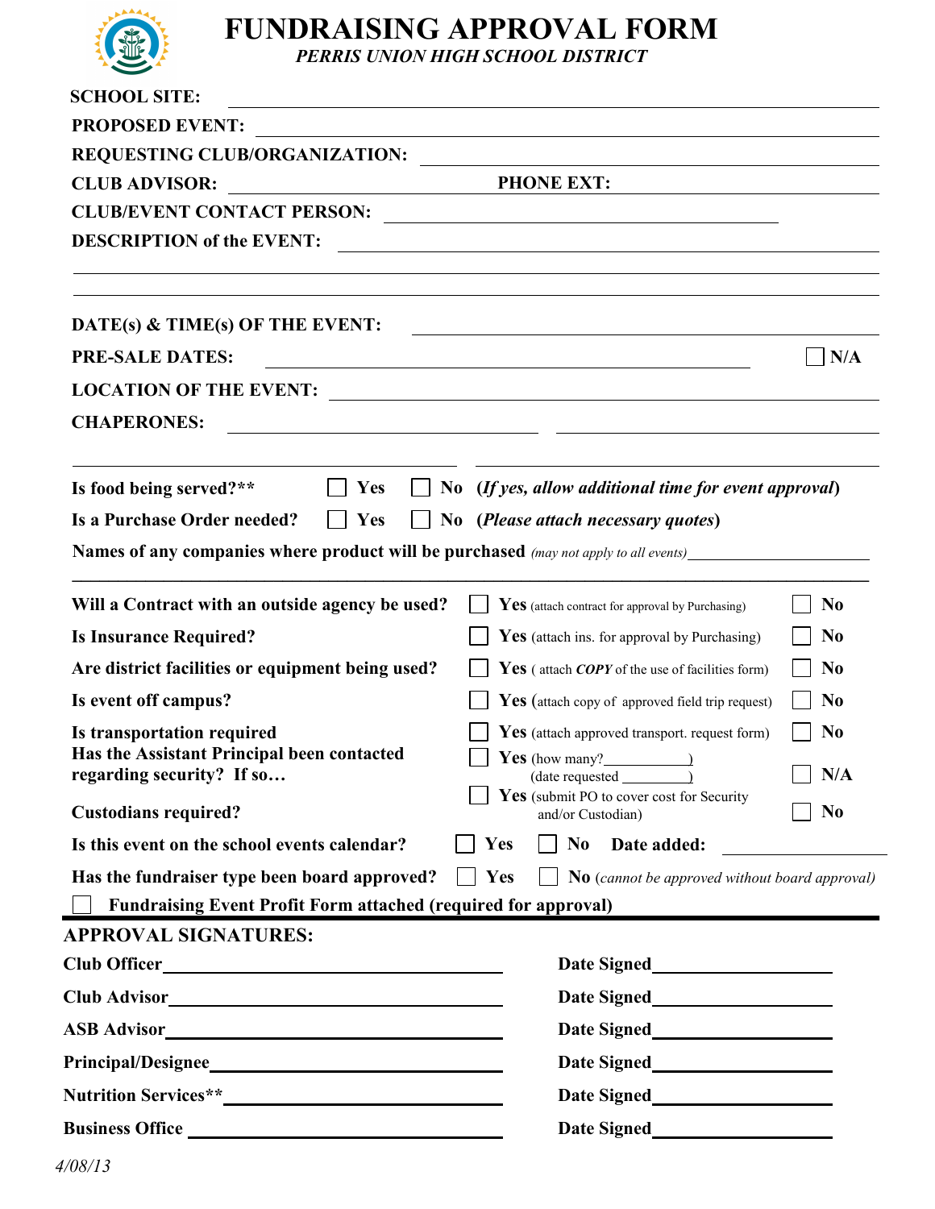# FUNDRAISING APPROVAL FORM

***PERRIS UNION HIGH SCHOOL DISTRICT***

**SCHOOL SITE:** ______________________________

**PROPOSED EVENT:** ______________________________

**REQUESTING CLUB/ORGANIZATION:** ______________________________

**CLUB ADVISOR:** ____________________ **PHONE EXT:** ____________________

**CLUB/EVENT CONTACT PERSON:** ______________________________

**DESCRIPTION of the EVENT:** ______________________________

______________________________

______________________________

**DATE(s) & TIME(s) OF THE EVENT:** ______________________________

**PRE-SALE DATES:** ______________________________ ☐ **N/A**

**LOCATION OF THE EVENT:** ______________________________

**CHAPERONES:** ____________________ ____________________

____________________ ____________________

**Is food being served?\*\*** ☐ **Yes** ☐ **No** (***If yes, allow additional time for event approval***)

**Is a Purchase Order needed?** ☐ **Yes** ☐ **No** (***Please attach necessary quotes***)

**Names of any companies where product will be purchased** *(may not apply to all events)* ____________________

______________________________

**Will a Contract with an outside agency be used?** ☐ **Yes** (attach contract for approval by Purchasing) ☐ **No**

**Is Insurance Required?** ☐ **Yes** (attach ins. for approval by Purchasing) ☐ **No**

**Are district facilities or equipment being used?** ☐ **Yes** ( attach ***COPY*** of the use of facilities form) ☐ **No**

**Is event off campus?** ☐ **Yes** (attach copy of approved field trip request) ☐ **No**

**Is transportation required** ☐ **Yes** (attach approved transport. request form) ☐ **No**

**Has the Assistant Principal been contacted regarding security? If so…** ☐ **Yes** (how many?__________) (date requested __________) ☐ **N/A**

**Custodians required?** ☐ **Yes** (submit PO to cover cost for Security and/or Custodian) ☐ **No**

**Is this event on the school events calendar?** ☐ **Yes** ☐ **No** **Date added:** ____________________

**Has the fundraiser type been board approved?** ☐ **Yes** ☐ **No** (*cannot be approved without board approval*)

☐ **Fundraising Event Profit Form attached (required for approval)**

## APPROVAL SIGNATURES:

**Club Officer**______________________________ **Date Signed**____________________

**Club Advisor**______________________________ **Date Signed**____________________

**ASB Advisor**______________________________ **Date Signed**____________________

**Principal/Designee**______________________________ **Date Signed**____________________

**Nutrition Services\*\***______________________________ **Date Signed**____________________

**Business Office** ______________________________ **Date Signed**____________________

*4/08/13*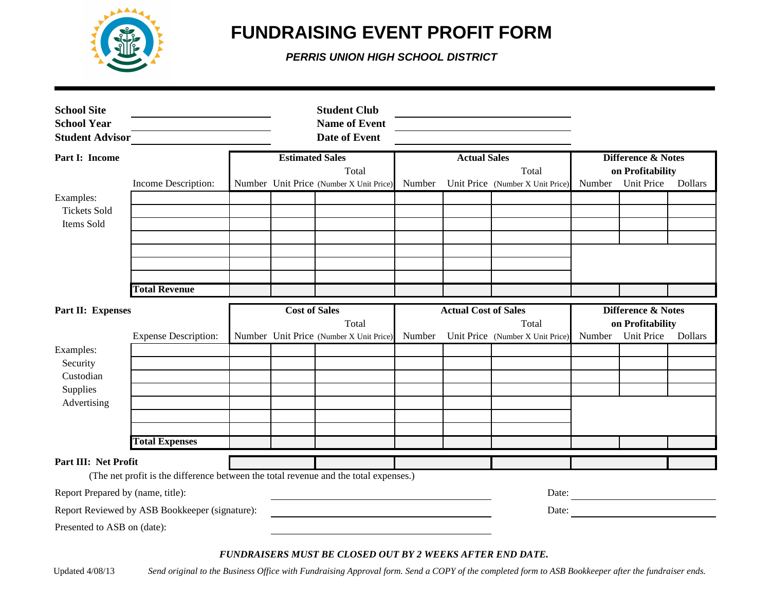# FUNDRAISING EVENT PROFIT FORM

***PERRIS UNION HIGH SCHOOL DISTRICT***

---

**School Site** ______________________ **Student Club** ______________________

**School Year** ______________________ **Name of Event** ______________________

**Student Advisor** ______________________ **Date of Event** ______________________

**Part I: Income**

| | Income Description: | Estimated Sales Number | Unit Price | Total (Number X Unit Price) | Actual Sales Number | Unit Price | Total (Number X Unit Price) | Difference & Notes on Profitability Number | Unit Price | Dollars |
|---|---|---|---|---|---|---|---|---|---|---|
| Examples: | | | | | | | | | | |
| Tickets Sold | | | | | | | | | | |
| Items Sold | | | | | | | | | | |
| | | | | | | | | | | |
| | | | | | | | | | | |
| | | | | | | | | | | |
| | | | | | | | | | | |
| | **Total Revenue** | | | | | | | | | |

**Part II: Expenses**

| | Expense Description: | Cost of Sales Number | Unit Price | Total (Number X Unit Price) | Actual Cost of Sales Number | Unit Price | Total (Number X Unit Price) | Difference & Notes on Profitability Number | Unit Price | Dollars |
|---|---|---|---|---|---|---|---|---|---|---|
| Examples: | | | | | | | | | | |
| Security | | | | | | | | | | |
| Custodian | | | | | | | | | | |
| Supplies | | | | | | | | | | |
| Advertising | | | | | | | | | | |
| | | | | | | | | | | |
| | | | | | | | | | | |
| | **Total Expenses** | | | | | | | | | |

**Part III: Net Profit**

(The net profit is the difference between the total revenue and the total expenses.)

Report Prepared by (name, title): ______________________ Date: ______________

Report Reviewed by ASB Bookkeeper (signature): ______________________ Date: ______________

Presented to ASB on (date): ______________________

***FUNDRAISERS MUST BE CLOSED OUT BY 2 WEEKS AFTER END DATE.***

Updated 4/08/13 *Send original to the Business Office with Fundraising Approval form. Send a COPY of the completed form to ASB Bookkeeper after the fundraiser ends.*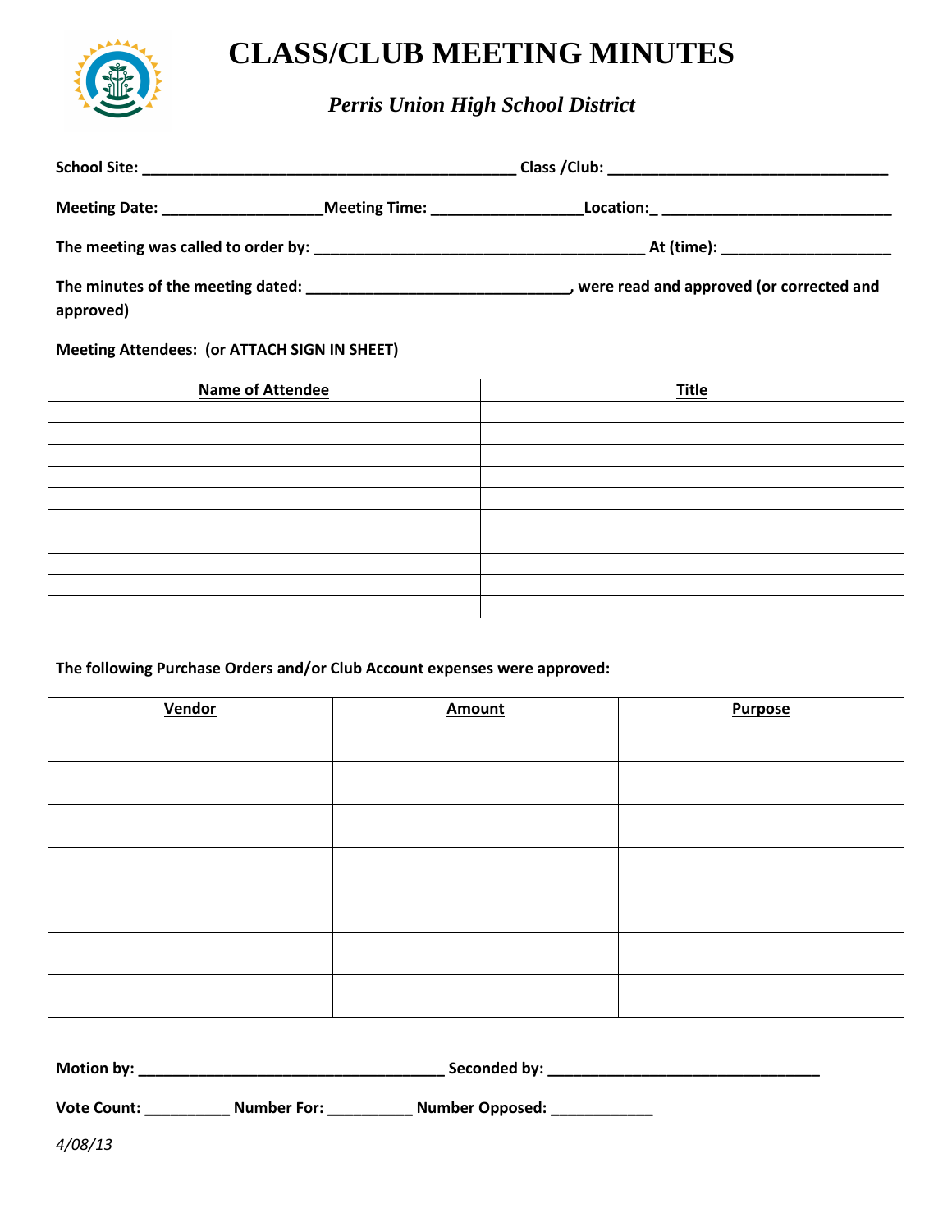# CLASS/CLUB MEETING MINUTES

*Perris Union High School District*

**School Site:** ____________________________________________ **Class /Club:** _________________________________

**Meeting Date:** ___________________**Meeting Time:** _________________**Location:**_ ___________________________

**The meeting was called to order by:** _______________________________________ **At (time):** ____________________

**The minutes of the meeting dated:** ______________________________, **were read and approved (or corrected and approved)**

**Meeting Attendees: (or ATTACH SIGN IN SHEET)**

| Name of Attendee | Title |
|---|---|
| | |
| | |
| | |
| | |
| | |
| | |
| | |
| | |
| | |
| | |

**The following Purchase Orders and/or Club Account expenses were approved:**

| Vendor | Amount | Purpose |
|---|---|---|
| | | |
| | | |
| | | |
| | | |
| | | |
| | | |
| | | |

**Motion by:** ____________________________________ **Seconded by:** ________________________________

**Vote Count:** __________ **Number For:** __________ **Number Opposed:** ____________

*4/08/13*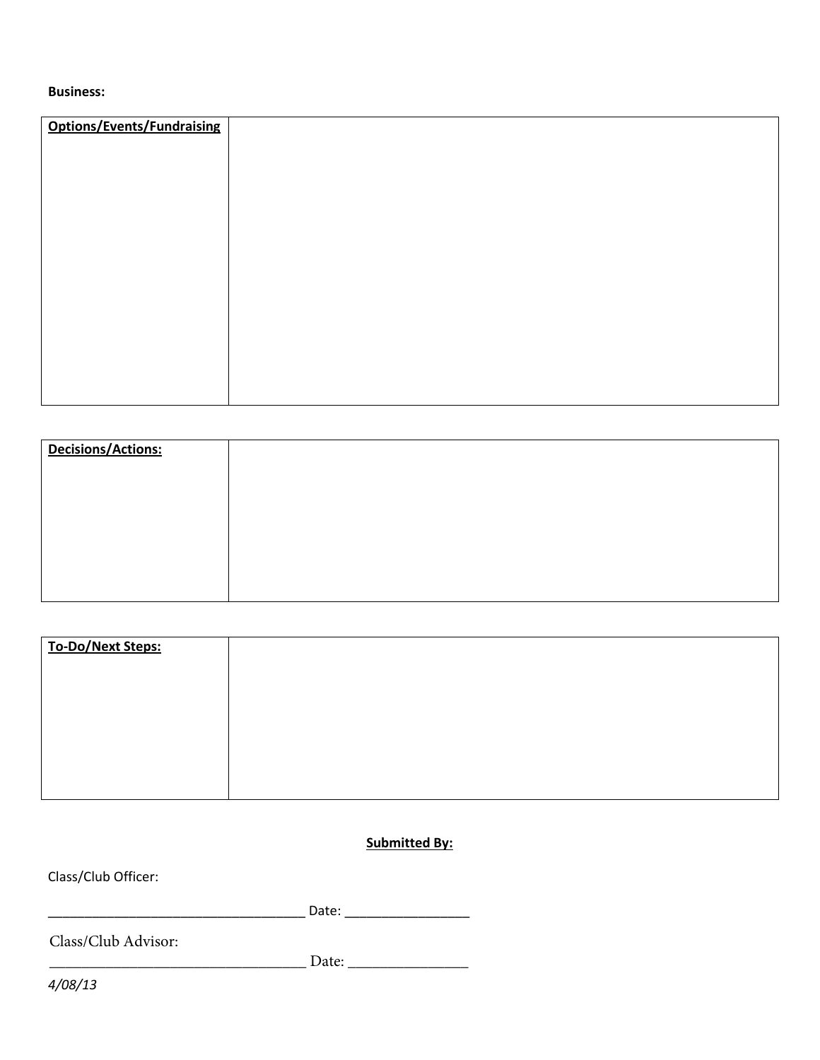**Business:**

| **Options/Events/Fundraising** | |
| --- | --- |

| **Decisions/Actions:** | |
| --- | --- |

| **To-Do/Next Steps:** | |
| --- | --- |

**Submitted By:**

Class/Club Officer:

___________________________________ Date: _________________

Class/Club Advisor:

___________________________________ Date: ________________

*4/08/13*